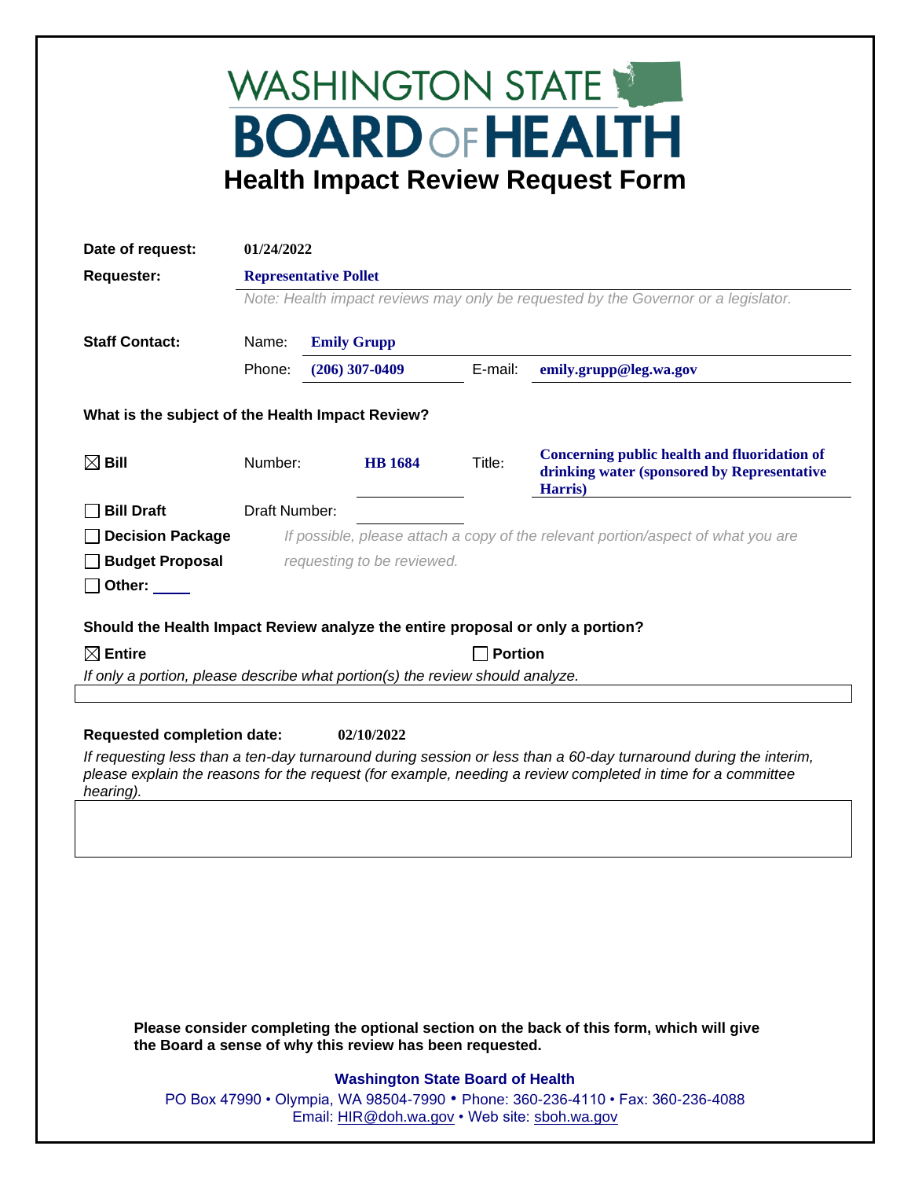# WASHINGTON STATE BOARD OF HEALTH

## Health Impact Review Request Form

**Date of request:** 01/24/2022

**Requester:** Representative Pollet

*Note: Health impact reviews may only be requested by the Governor or a legislator.*

**Staff Contact:**

Name: **Emily Grupp**

Phone: **(206) 307-0409** E-mail: **emily.grupp@leg.wa.gov**

**What is the subject of the Health Impact Review?**

☒ **Bill** Number: **HB 1684** Title: **Concerning public health and fluoridation of drinking water (sponsored by Representative Harris)**

☐ **Bill Draft** Draft Number:

☐ **Decision Package** *If possible, please attach a copy of the relevant portion/aspect of what you are requesting to be reviewed.*

☐ **Budget Proposal**

☐ **Other:** ____

**Should the Health Impact Review analyze the entire proposal or only a portion?**

☒ **Entire** ☐ **Portion**

*If only a portion, please describe what portion(s) the review should analyze.*

**Requested completion date:** 02/10/2022

*If requesting less than a ten-day turnaround during session or less than a 60-day turnaround during the interim, please explain the reasons for the request (for example, needing a review completed in time for a committee hearing).*

**Please consider completing the optional section on the back of this form, which will give the Board a sense of why this review has been requested.**

**Washington State Board of Health**

PO Box 47990 • Olympia, WA 98504-7990 • Phone: 360-236-4110 • Fax: 360-236-4088
Email: HIR@doh.wa.gov • Web site: sboh.wa.gov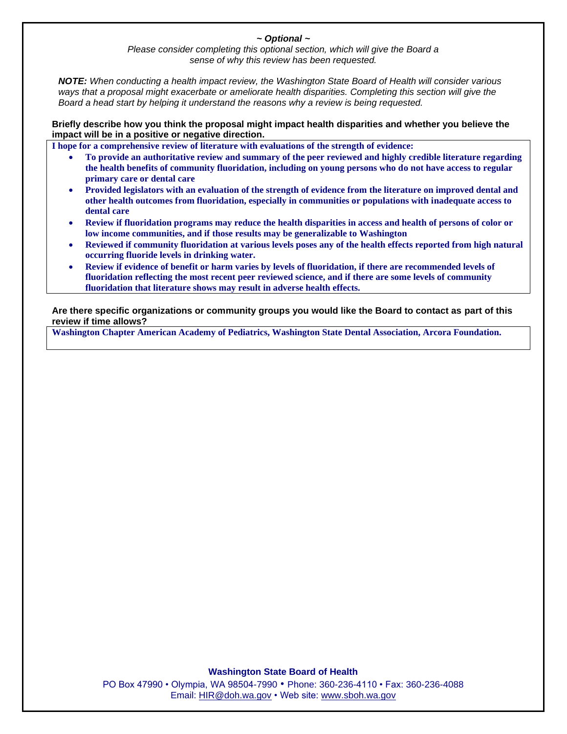***~ Optional ~***

*Please consider completing this optional section, which will give the Board a sense of why this review has been requested.*

***NOTE:*** *When conducting a health impact review, the Washington State Board of Health will consider various ways that a proposal might exacerbate or ameliorate health disparities. Completing this section will give the Board a head start by helping it understand the reasons why a review is being requested.*

**Briefly describe how you think the proposal might impact health disparities and whether you believe the impact will be in a positive or negative direction.**

**I hope for a comprehensive review of literature with evaluations of the strength of evidence:**

- **To provide an authoritative review and summary of the peer reviewed and highly credible literature regarding the health benefits of community fluoridation, including on young persons who do not have access to regular primary care or dental care**
- **Provided legislators with an evaluation of the strength of evidence from the literature on improved dental and other health outcomes from fluoridation, especially in communities or populations with inadequate access to dental care**
- **Review if fluoridation programs may reduce the health disparities in access and health of persons of color or low income communities, and if those results may be generalizable to Washington**
- **Reviewed if community fluoridation at various levels poses any of the health effects reported from high natural occurring fluoride levels in drinking water.**
- **Review if evidence of benefit or harm varies by levels of fluoridation, if there are recommended levels of fluoridation reflecting the most recent peer reviewed science, and if there are some levels of community fluoridation that literature shows may result in adverse health effects.**

**Are there specific organizations or community groups you would like the Board to contact as part of this review if time allows?**

**Washington Chapter American Academy of Pediatrics, Washington State Dental Association, Arcora Foundation.**

**Washington State Board of Health**

PO Box 47990 • Olympia, WA 98504-7990 • Phone: 360-236-4110 • Fax: 360-236-4088
Email: HIR@doh.wa.gov • Web site: www.sboh.wa.gov